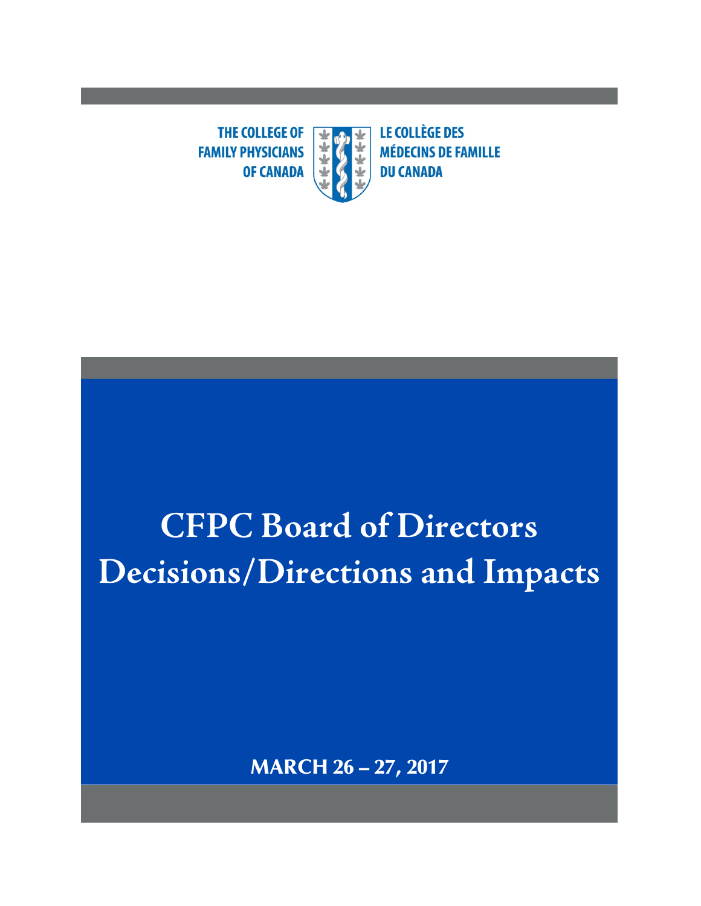THE COLLEGE OF FAMILY PHYSICIANS OF CANADA

LE COLLÈGE DES MÉDECINS DE FAMILLE DU CANADA

# CFPC Board of Directors Decisions/Directions and Impacts

**MARCH 26 – 27, 2017**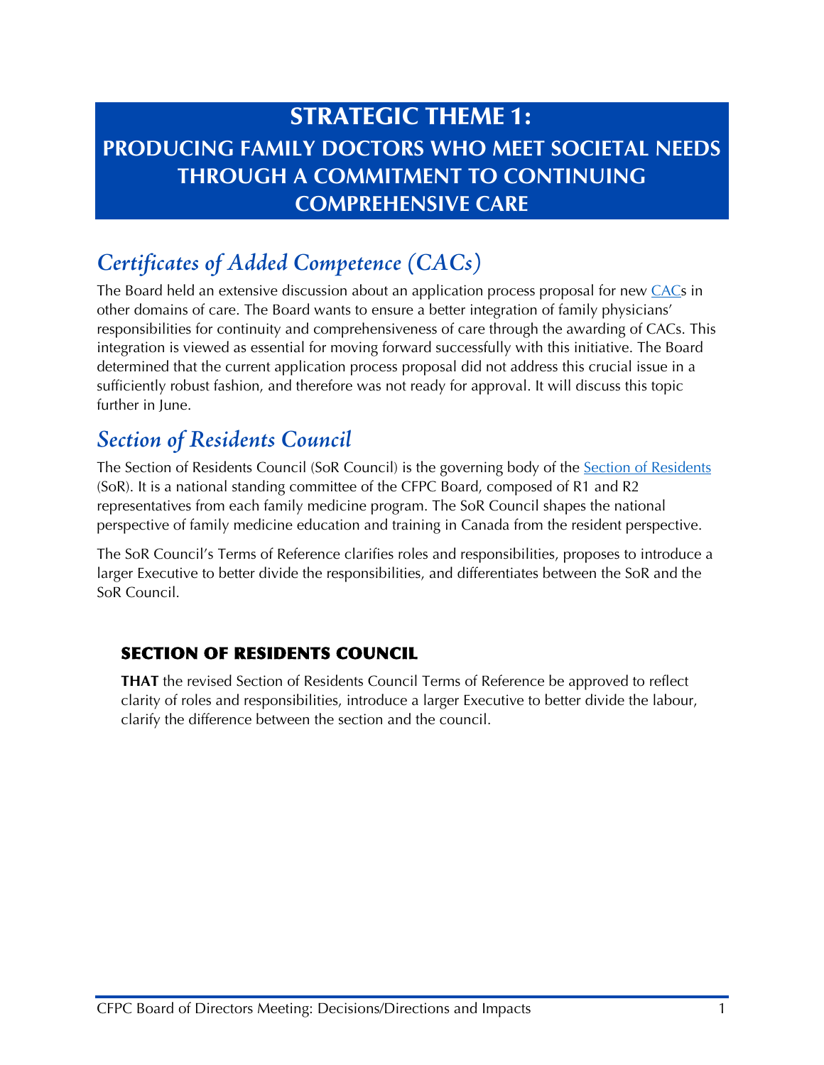# STRATEGIC THEME 1:
## PRODUCING FAMILY DOCTORS WHO MEET SOCIETAL NEEDS THROUGH A COMMITMENT TO CONTINUING COMPREHENSIVE CARE

## *Certificates of Added Competence (CACs)*

The Board held an extensive discussion about an application process proposal for new CACs in other domains of care. The Board wants to ensure a better integration of family physicians' responsibilities for continuity and comprehensiveness of care through the awarding of CACs. This integration is viewed as essential for moving forward successfully with this initiative. The Board determined that the current application process proposal did not address this crucial issue in a sufficiently robust fashion, and therefore was not ready for approval. It will discuss this topic further in June.

## *Section of Residents Council*

The Section of Residents Council (SoR Council) is the governing body of the Section of Residents (SoR). It is a national standing committee of the CFPC Board, composed of R1 and R2 representatives from each family medicine program. The SoR Council shapes the national perspective of family medicine education and training in Canada from the resident perspective.

The SoR Council's Terms of Reference clarifies roles and responsibilities, proposes to introduce a larger Executive to better divide the responsibilities, and differentiates between the SoR and the SoR Council.

### SECTION OF RESIDENTS COUNCIL

**THAT** the revised Section of Residents Council Terms of Reference be approved to reflect clarity of roles and responsibilities, introduce a larger Executive to better divide the labour, clarify the difference between the section and the council.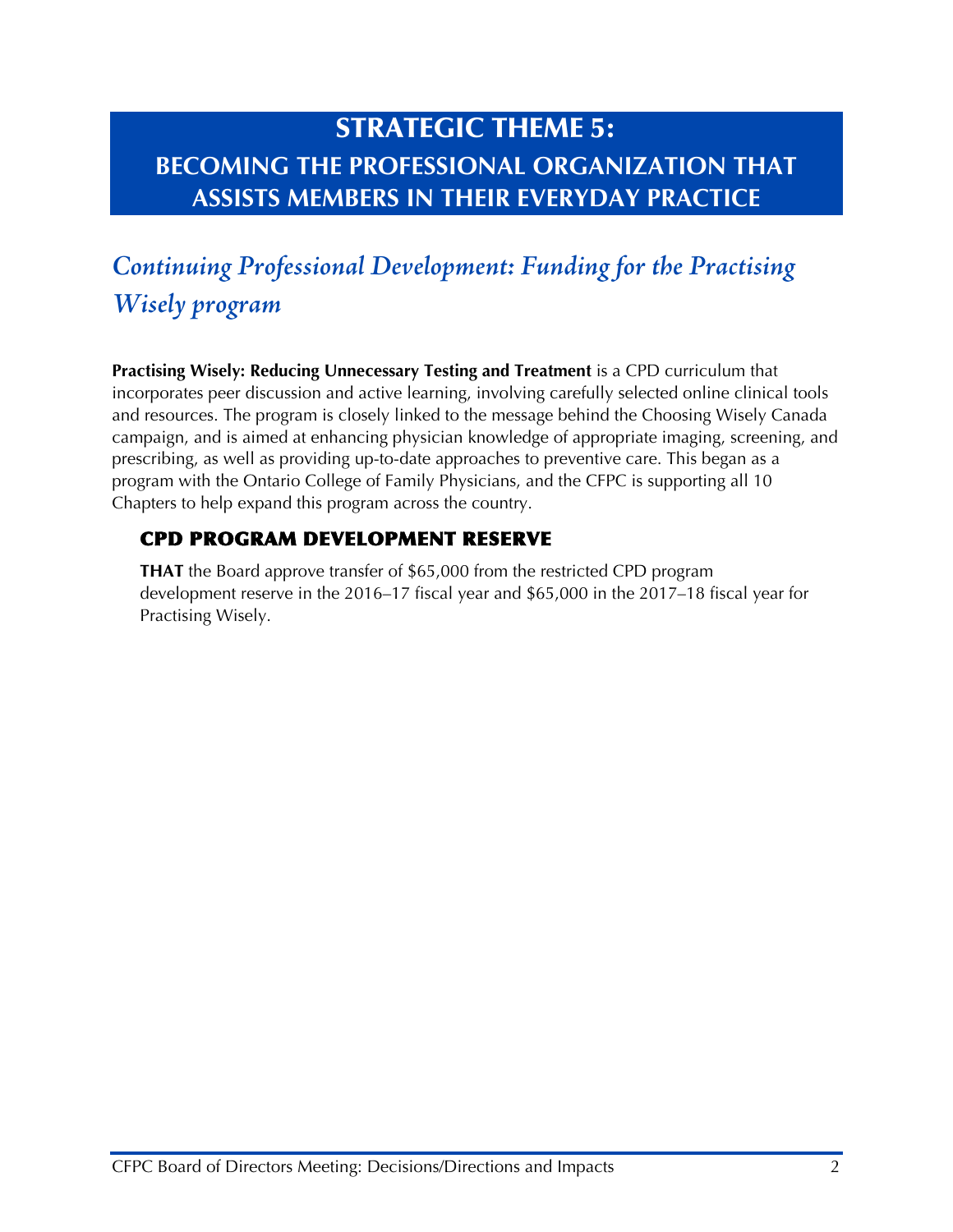# STRATEGIC THEME 5:
## BECOMING THE PROFESSIONAL ORGANIZATION THAT ASSISTS MEMBERS IN THEIR EVERYDAY PRACTICE

## *Continuing Professional Development: Funding for the Practising Wisely program*

**Practising Wisely: Reducing Unnecessary Testing and Treatment** is a CPD curriculum that incorporates peer discussion and active learning, involving carefully selected online clinical tools and resources. The program is closely linked to the message behind the Choosing Wisely Canada campaign, and is aimed at enhancing physician knowledge of appropriate imaging, screening, and prescribing, as well as providing up-to-date approaches to preventive care. This began as a program with the Ontario College of Family Physicians, and the CFPC is supporting all 10 Chapters to help expand this program across the country.

### CPD PROGRAM DEVELOPMENT RESERVE

**THAT** the Board approve transfer of $65,000 from the restricted CPD program development reserve in the 2016–17 fiscal year and $65,000 in the 2017–18 fiscal year for Practising Wisely.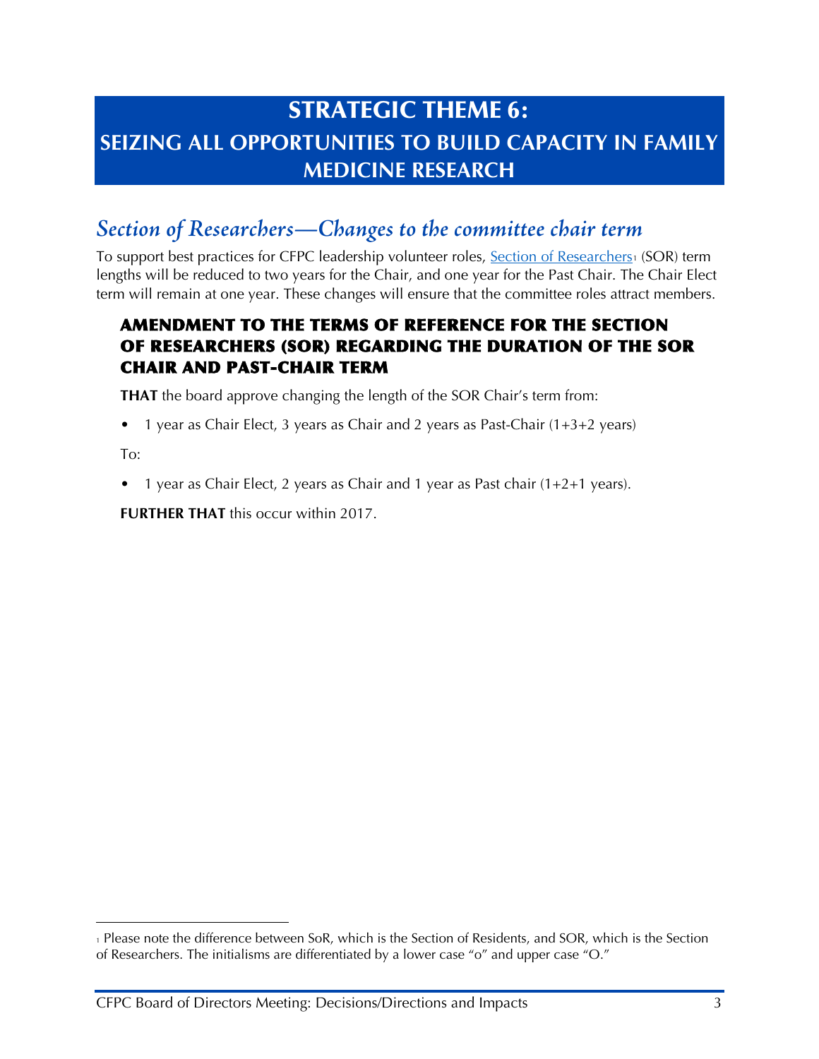# STRATEGIC THEME 6: SEIZING ALL OPPORTUNITIES TO BUILD CAPACITY IN FAMILY MEDICINE RESEARCH

## *Section of Researchers—Changes to the committee chair term*

To support best practices for CFPC leadership volunteer roles, Section of Researchers[1] (SOR) term lengths will be reduced to two years for the Chair, and one year for the Past Chair. The Chair Elect term will remain at one year. These changes will ensure that the committee roles attract members.

### AMENDMENT TO THE TERMS OF REFERENCE FOR THE SECTION OF RESEARCHERS (SOR) REGARDING THE DURATION OF THE SOR CHAIR AND PAST-CHAIR TERM

**THAT** the board approve changing the length of the SOR Chair's term from:

- 1 year as Chair Elect, 3 years as Chair and 2 years as Past-Chair (1+3+2 years)

To:

- 1 year as Chair Elect, 2 years as Chair and 1 year as Past chair (1+2+1 years).

**FURTHER THAT** this occur within 2017.

---

[1] Please note the difference between SoR, which is the Section of Residents, and SOR, which is the Section of Researchers. The initialisms are differentiated by a lower case "o" and upper case "O."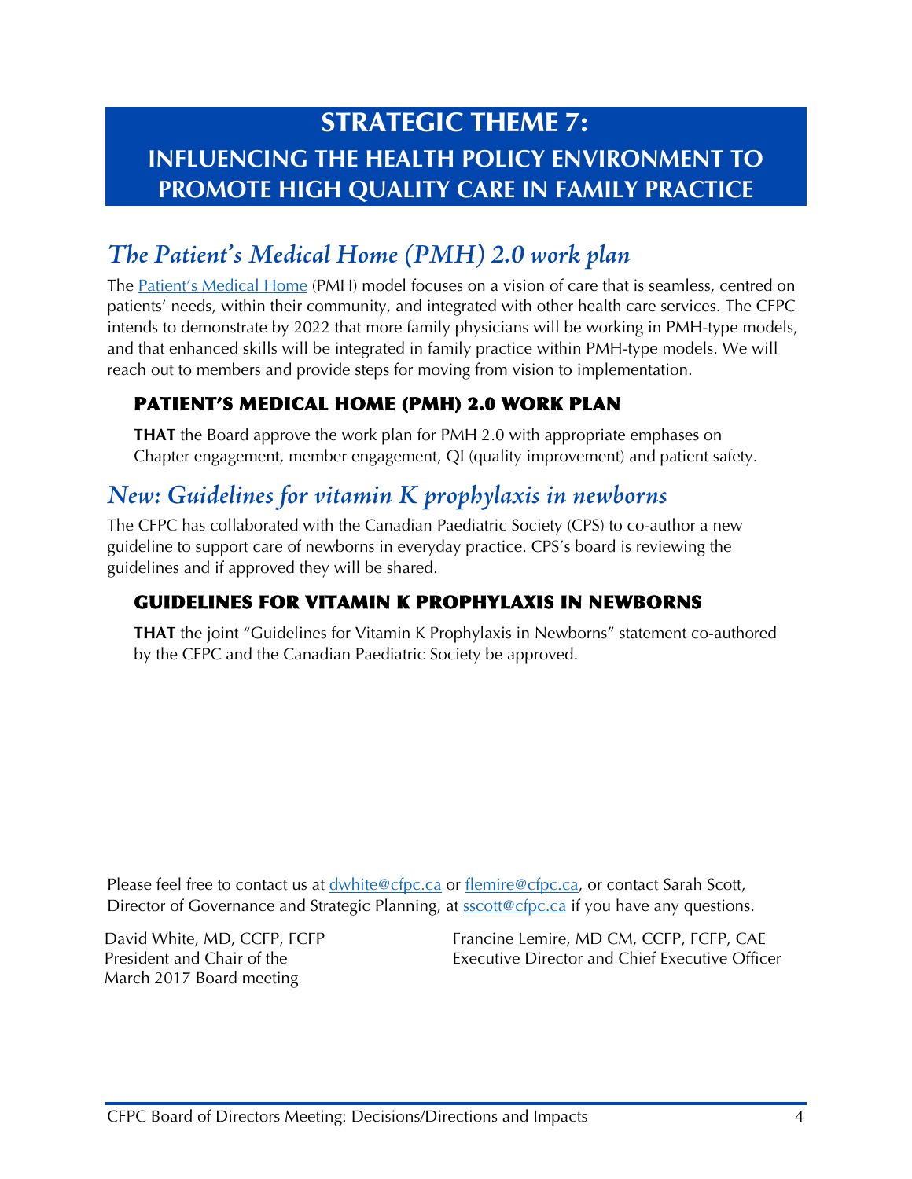# STRATEGIC THEME 7:
## INFLUENCING THE HEALTH POLICY ENVIRONMENT TO PROMOTE HIGH QUALITY CARE IN FAMILY PRACTICE

## *The Patient's Medical Home (PMH) 2.0 work plan*

The Patient's Medical Home (PMH) model focuses on a vision of care that is seamless, centred on patients' needs, within their community, and integrated with other health care services. The CFPC intends to demonstrate by 2022 that more family physicians will be working in PMH-type models, and that enhanced skills will be integrated in family practice within PMH-type models. We will reach out to members and provide steps for moving from vision to implementation.

### PATIENT'S MEDICAL HOME (PMH) 2.0 WORK PLAN

**THAT** the Board approve the work plan for PMH 2.0 with appropriate emphases on Chapter engagement, member engagement, QI (quality improvement) and patient safety.

## *New: Guidelines for vitamin K prophylaxis in newborns*

The CFPC has collaborated with the Canadian Paediatric Society (CPS) to co-author a new guideline to support care of newborns in everyday practice. CPS's board is reviewing the guidelines and if approved they will be shared.

### GUIDELINES FOR VITAMIN K PROPHYLAXIS IN NEWBORNS

**THAT** the joint "Guidelines for Vitamin K Prophylaxis in Newborns" statement co-authored by the CFPC and the Canadian Paediatric Society be approved.

Please feel free to contact us at dwhite@cfpc.ca or flemire@cfpc.ca, or contact Sarah Scott, Director of Governance and Strategic Planning, at sscott@cfpc.ca if you have any questions.

David White, MD, CCFP, FCFP
President and Chair of the
March 2017 Board meeting

Francine Lemire, MD CM, CCFP, FCFP, CAE
Executive Director and Chief Executive Officer